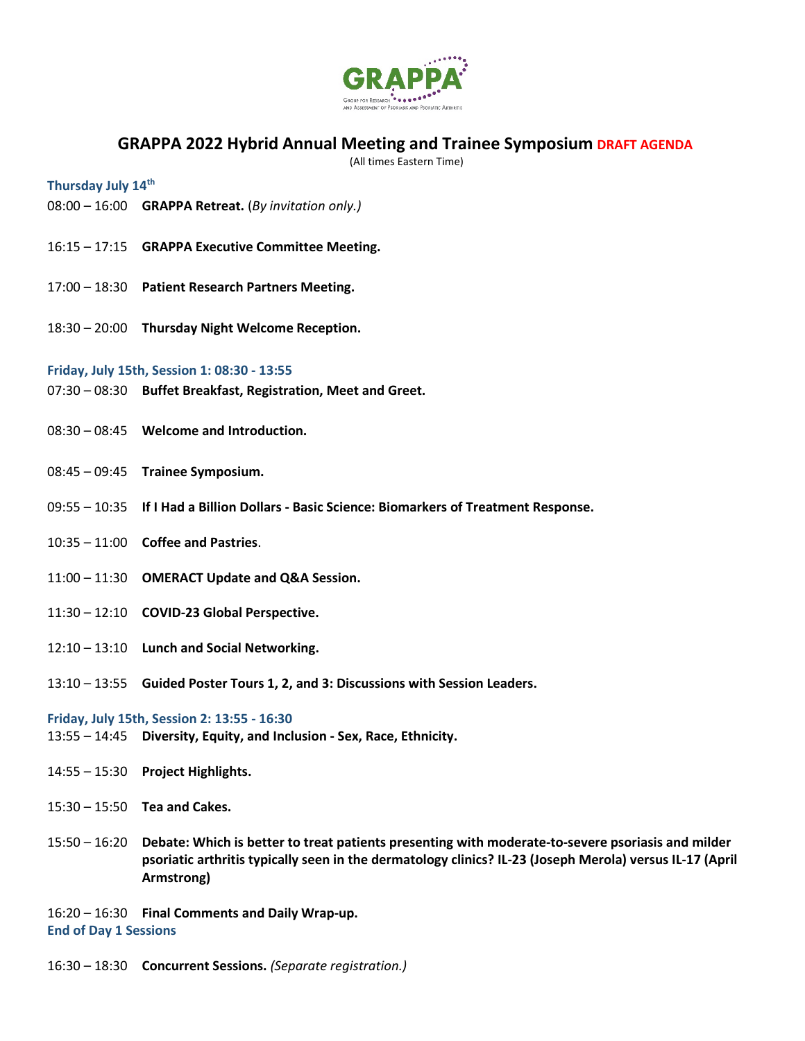# GRAPPA 2022 Hybrid Annual Meeting and Trainee Symposium DRAFT AGENDA

(All times Eastern Time)

### Thursday July 14th

08:00 – 16:00 **GRAPPA Retreat.** (*By invitation only.)*

16:15 – 17:15 **GRAPPA Executive Committee Meeting.**

17:00 – 18:30 **Patient Research Partners Meeting.**

18:30 – 20:00 **Thursday Night Welcome Reception.**

### Friday, July 15th, Session 1: 08:30 - 13:55

07:30 – 08:30 **Buffet Breakfast, Registration, Meet and Greet.**

08:30 – 08:45 **Welcome and Introduction.**

08:45 – 09:45 **Trainee Symposium.**

09:55 – 10:35 **If I Had a Billion Dollars - Basic Science: Biomarkers of Treatment Response.**

10:35 – 11:00 **Coffee and Pastries**.

11:00 – 11:30 **OMERACT Update and Q&A Session.**

11:30 – 12:10 **COVID-23 Global Perspective.**

12:10 – 13:10 **Lunch and Social Networking.**

13:10 – 13:55 **Guided Poster Tours 1, 2, and 3: Discussions with Session Leaders.**

### Friday, July 15th, Session 2: 13:55 - 16:30

13:55 – 14:45 **Diversity, Equity, and Inclusion - Sex, Race, Ethnicity.**

14:55 – 15:30 **Project Highlights.**

15:30 – 15:50 **Tea and Cakes.**

15:50 – 16:20 **Debate: Which is better to treat patients presenting with moderate-to-severe psoriasis and milder psoriatic arthritis typically seen in the dermatology clinics? IL-23 (Joseph Merola) versus IL-17 (April Armstrong)**

16:20 – 16:30 **Final Comments and Daily Wrap-up.**

### End of Day 1 Sessions

16:30 – 18:30 **Concurrent Sessions.** *(Separate registration.)*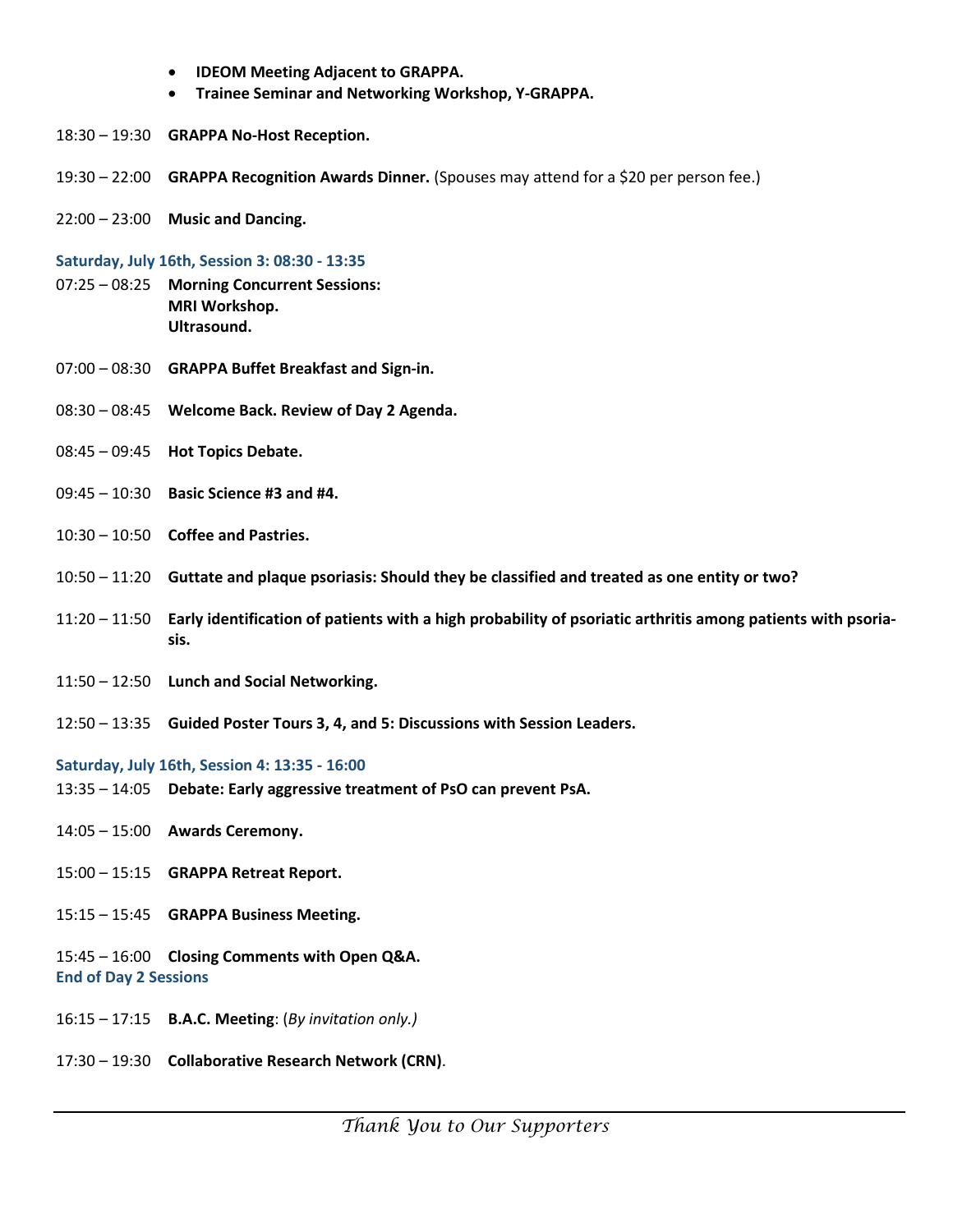- **IDEOM Meeting Adjacent to GRAPPA.**
- **Trainee Seminar and Networking Workshop, Y-GRAPPA.**

18:30 – 19:30 **GRAPPA No-Host Reception.**

19:30 – 22:00 **GRAPPA Recognition Awards Dinner.** (Spouses may attend for a $20 per person fee.)

22:00 – 23:00 **Music and Dancing.**

### Saturday, July 16th, Session 3: 08:30 - 13:35

07:25 – 08:25 **Morning Concurrent Sessions:**
**MRI Workshop.**
**Ultrasound.**

07:00 – 08:30 **GRAPPA Buffet Breakfast and Sign-in.**

08:30 – 08:45 **Welcome Back. Review of Day 2 Agenda.**

08:45 – 09:45 **Hot Topics Debate.**

09:45 – 10:30 **Basic Science #3 and #4.**

10:30 – 10:50 **Coffee and Pastries.**

10:50 – 11:20 **Guttate and plaque psoriasis: Should they be classified and treated as one entity or two?**

11:20 – 11:50 **Early identification of patients with a high probability of psoriatic arthritis among patients with psoriasis.**

11:50 – 12:50 **Lunch and Social Networking.**

12:50 – 13:35 **Guided Poster Tours 3, 4, and 5: Discussions with Session Leaders.**

### Saturday, July 16th, Session 4: 13:35 - 16:00

13:35 – 14:05 **Debate: Early aggressive treatment of PsO can prevent PsA.**

14:05 – 15:00 **Awards Ceremony.**

15:00 – 15:15 **GRAPPA Retreat Report.**

15:15 – 15:45 **GRAPPA Business Meeting.**

15:45 – 16:00 **Closing Comments with Open Q&A.**

**End of Day 2 Sessions**

16:15 – 17:15 **B.A.C. Meeting**: (*By invitation only.)*

17:30 – 19:30 **Collaborative Research Network (CRN)**.

---

*Thank You to Our Supporters*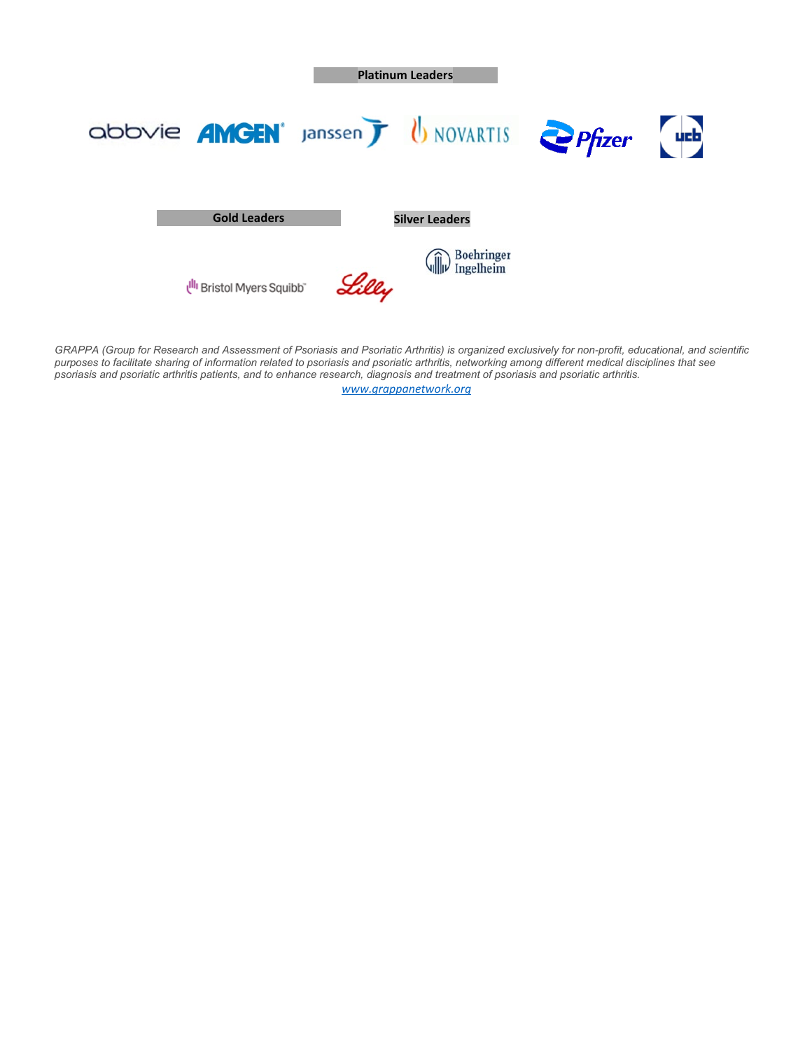**Platinum Leaders**

abbvie AMGEN janssen NOVARTIS Pfizer ucb

**Gold Leaders**

Bristol Myers Squibb Lilly

**Silver Leaders**

Boehringer Ingelheim

*GRAPPA (Group for Research and Assessment of Psoriasis and Psoriatic Arthritis) is organized exclusively for non-profit, educational, and scientific purposes to facilitate sharing of information related to psoriasis and psoriatic arthritis, networking among different medical disciplines that see psoriasis and psoriatic arthritis patients, and to enhance research, diagnosis and treatment of psoriasis and psoriatic arthritis.*

*www.grappanetwork.org*